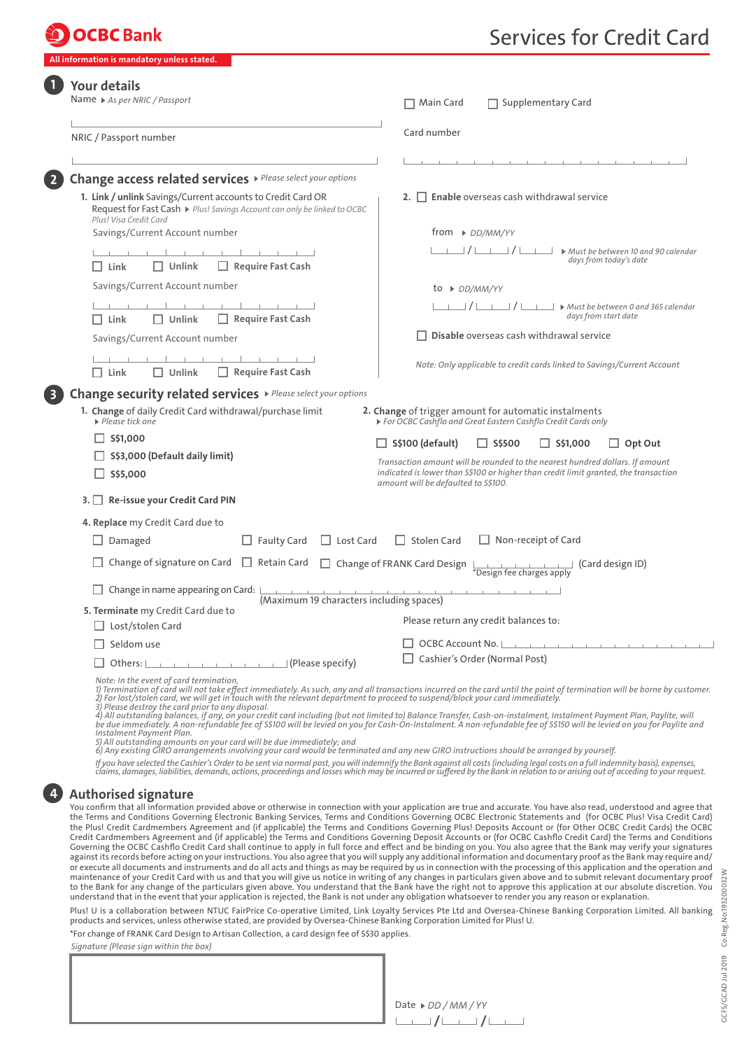**OCBC Bank**

# Services for Credit Card

All information is mandatory unless stated.

## 1 Your details

Name ▸ *As per NRIC / Passport*

NRIC / Passport number

☐ Main Card ☐ Supplementary Card

Card number

## 2 Change access related services ▸ *Please select your options*

1. **Link / unlink** Savings/Current accounts to Credit Card OR Request for Fast Cash ▸ *Plus! Savings Account can only be linked to OCBC Plus! Visa Credit Card*

Savings/Current Account number

☐ Link ☐ Unlink ☐ Require Fast Cash

Savings/Current Account number

☐ Link ☐ Unlink ☐ Require Fast Cash

Savings/Current Account number

☐ Link ☐ Unlink ☐ Require Fast Cash

2. ☐ **Enable** overseas cash withdrawal service

from ▸ *DD/MM/YY*

___ / ___ / ___ ▸ *Must be between 10 and 90 calendar days from today's date*

to ▸ *DD/MM/YY*

___ / ___ / ___ ▸ *Must be between 0 and 365 calendar days from start date*

☐ **Disable** overseas cash withdrawal service

*Note: Only applicable to credit cards linked to Savings/Current Account*

## 3 Change security related services ▸ *Please select your options*

1. **Change** of daily Credit Card withdrawal/purchase limit
▸ *Please tick one*

☐ **S$1,000**

☐ **S$3,000 (Default daily limit)**

☐ **S$5,000**

2. **Change** of trigger amount for automatic instalments
▸ *For OCBC Cashflo and Great Eastern Cashflo Credit Cards only*

☐ **S$100 (default)** ☐ **S$500** ☐ **S$1,000** ☐ **Opt Out**

*Transaction amount will be rounded to the nearest hundred dollars. If amount indicated is lower than S$100 or higher than credit limit granted, the transaction amount will be defaulted to S$100.*

3. ☐ **Re-issue your Credit Card PIN**

4. **Replace** my Credit Card due to

☐ Damaged ☐ Faulty Card ☐ Lost Card ☐ Stolen Card ☐ Non-receipt of Card

☐ Change of signature on Card ☐ Retain Card ☐ Change of FRANK Card Design ________ (Card design ID) *Design fee charges apply

☐ Change in name appearing on Card: ________ (Maximum 19 characters including spaces)

5. **Terminate** my Credit Card due to

☐ Lost/stolen Card

☐ Seldom use

☐ Others: ________ (Please specify)

Please return any credit balances to:

☐ OCBC Account No. ________

☐ Cashier's Order (Normal Post)

*Note: In the event of card termination,*
*1) Termination of card will not take effect immediately. As such, any and all transactions incurred on the card until the point of termination will be borne by customer.*
*2) For lost/stolen card, we will get in touch with the relevant department to proceed to suspend/block your card immediately.*
*3) Please destroy the card prior to any disposal.*
*4) All outstanding balances, if any, on your credit card including (but not limited to) Balance Transfer, Cash-on-instalment, Instalment Payment Plan, Paylite, will be due immediately. A non-refundable fee of S$100 will be levied on you for Cash-On-Instalment. A non-refundable fee of S$150 will be levied on you for Paylite and Instalment Payment Plan.*
*5) All outstanding amounts on your card will be due immediately; and*
*6) Any existing GIRO arrangements involving your card would be terminated and any new GIRO instructions should be arranged by yourself.*

*If you have selected the Cashier's Order to be sent via normal post, you will indemnify the Bank against all costs (including legal costs on a full indemnity basis), expenses, claims, damages, liabilities, demands, actions, proceedings and losses which may be incurred or suffered by the Bank in relation to or arising out of acceding to your request.*

## 4 Authorised signature

You confirm that all information provided above or otherwise in connection with your application are true and accurate. You have also read, understood and agree that the Terms and Conditions Governing Electronic Banking Services, Terms and Conditions Governing OCBC Electronic Statements and (for OCBC Plus! Visa Credit Card) the Plus! Credit Cardmembers Agreement and (if applicable) the Terms and Conditions Governing Plus! Deposits Account or (for Other OCBC Credit Cards) the OCBC Credit Cardmembers Agreement and (if applicable) the Terms and Conditions Governing Deposit Accounts or (for OCBC Cashflo Credit Card) the Terms and Conditions Governing the OCBC Cashflo Credit Card shall continue to apply in full force and effect and be binding on you. You also agree that the Bank may verify your signatures against its records before acting on your instructions. You also agree that you will supply any additional information and documentary proof as the Bank may require and/or execute all documents and instruments and do all acts and things as may be required by us in connection with the processing of this application and the operation and maintenance of your Credit Card with us and that you will give us notice in writing of any changes in particulars given above and to submit relevant documentary proof to the Bank for any change of the particulars given above. You understand that the Bank have the right not to approve this application at our absolute discretion. You understand that in the event that your application is rejected, the Bank is not under any obligation whatsoever to render you any reason or explanation.

Plus! U is a collaboration between NTUC FairPrice Co-operative Limited, Link Loyalty Services Pte Ltd and Oversea-Chinese Banking Corporation Limited. All banking products and services, unless otherwise stated, are provided by Oversea-Chinese Banking Corporation Limited for Plus! U.

*For change of FRANK Card Design to Artisan Collection, a card design fee of S$30 applies.

*Signature (Please sign within the box)*

Date ▸ *DD / MM / YY*

___ / ___ / ___

GCFS/GCAD Jul 2019 Co.Reg.No.:193200032W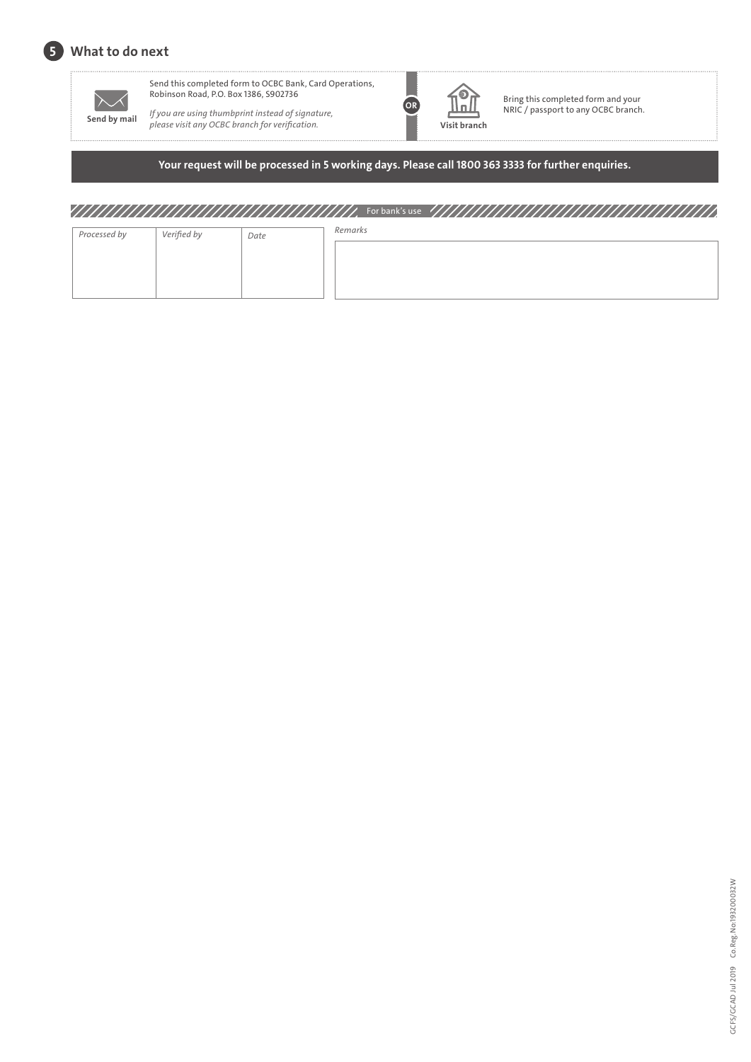## 5 What to do next

**Send by mail**

Send this completed form to OCBC Bank, Card Operations, Robinson Road, P.O. Box 1386, S902736

*If you are using thumbprint instead of signature, please visit any OCBC branch for verification.*

**OR**

**Visit branch**

Bring this completed form and your NRIC / passport to any OCBC branch.

**Your request will be processed in 5 working days. Please call 1800 363 3333 for further enquiries.**

For bank's use

| *Processed by* | *Verified by* | *Date* |
|---|---|---|
| | | |

*Remarks*

GCFS/GCAD Jul 2019 Co.Reg.No:193200032W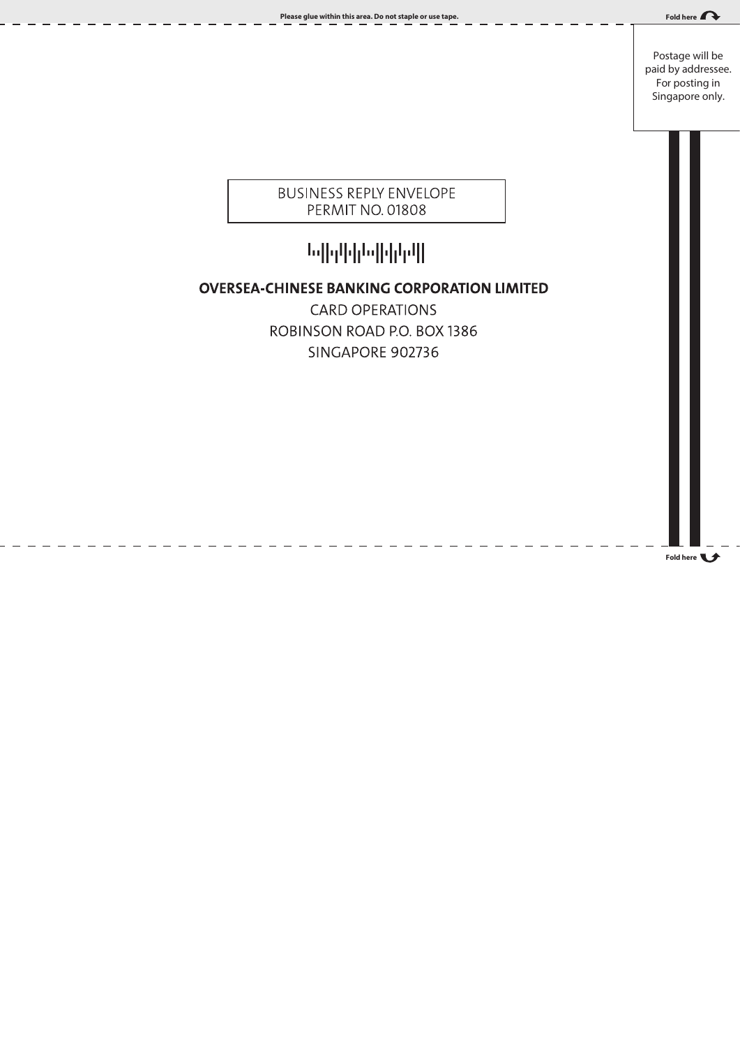Please glue within this area. Do not staple or use tape.

Fold here

Postage will be paid by addressee. For posting in Singapore only.

BUSINESS REPLY ENVELOPE
PERMIT NO. 01808

**OVERSEA-CHINESE BANKING CORPORATION LIMITED**

CARD OPERATIONS

ROBINSON ROAD P.O. BOX 1386

SINGAPORE 902736

Fold here